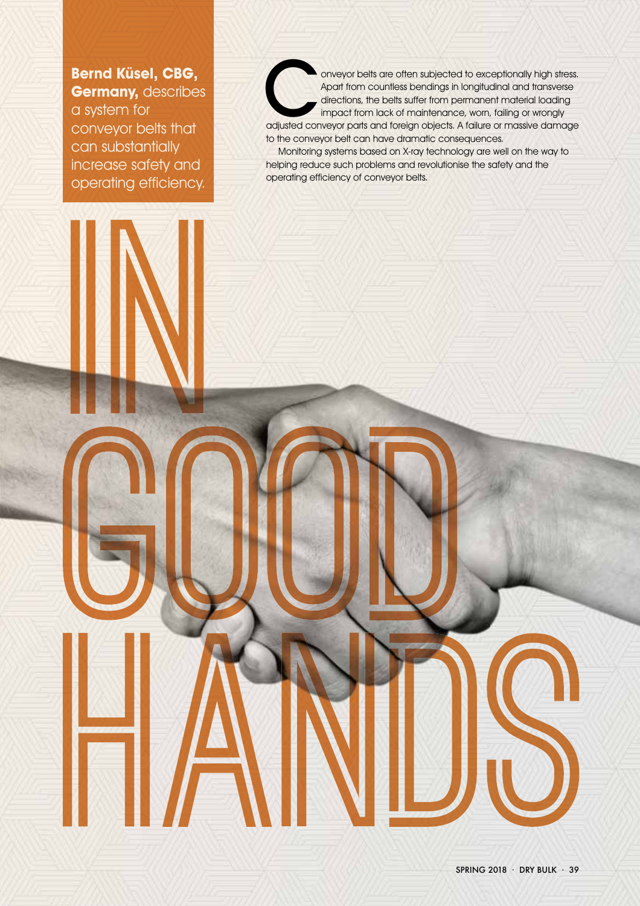# IN GOOD HANDS

**Bernd Küsel, CBG, Germany,** describes a system for conveyor belts that can substantially increase safety and operating efficiency.

Conveyor belts are often subjected to exceptionally high stress. Apart from countless bendings in longitudinal and transverse directions, the belts suffer from permanent material loading impact from lack of maintenance, worn, failing or wrongly adjusted conveyor parts and foreign objects. A failure or massive damage to the conveyor belt can have dramatic consequences.

Monitoring systems based on X-ray technology are well on the way to helping reduce such problems and revolutionise the safety and the operating efficiency of conveyor belts.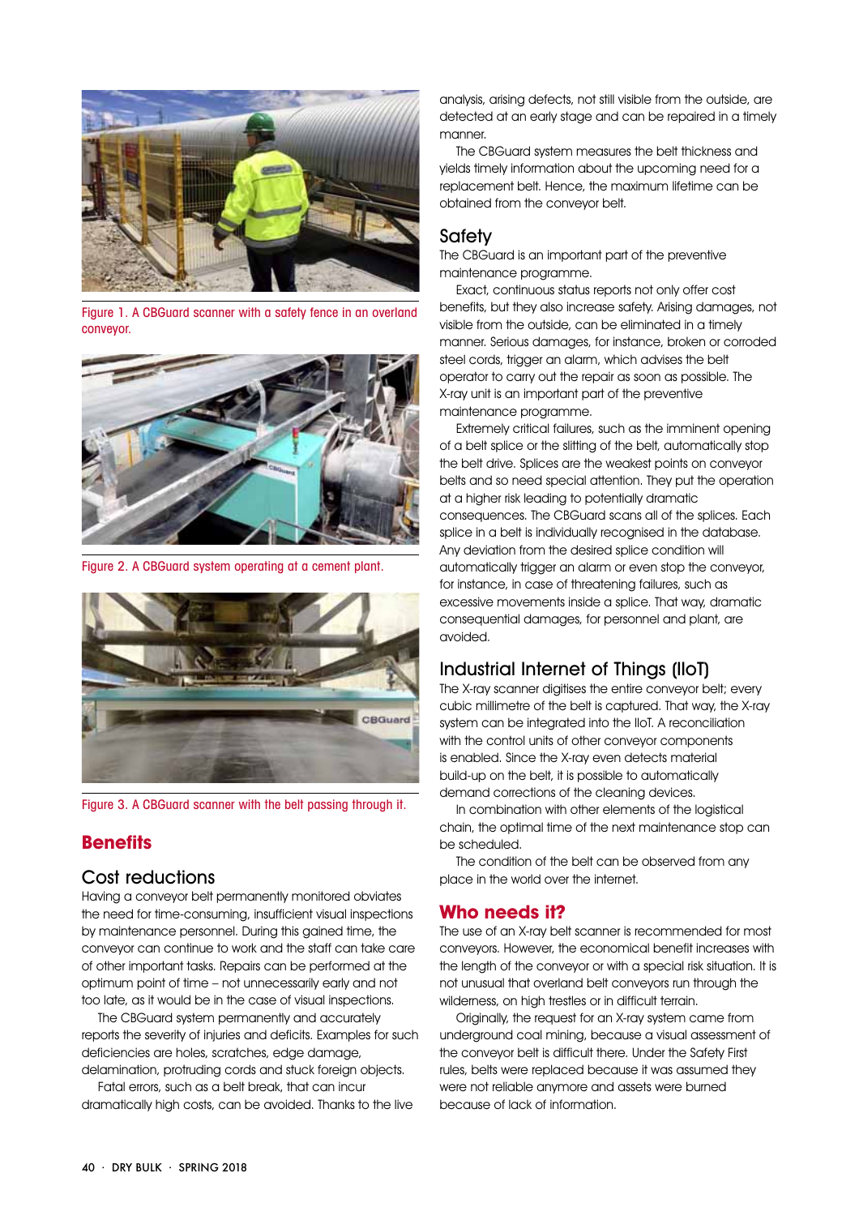Figure 1. A CBGuard scanner with a safety fence in an overland conveyor.

Figure 2. A CBGuard system operating at a cement plant.

Figure 3. A CBGuard scanner with the belt passing through it.

## Benefits

### Cost reductions

Having a conveyor belt permanently monitored obviates the need for time-consuming, insufficient visual inspections by maintenance personnel. During this gained time, the conveyor can continue to work and the staff can take care of other important tasks. Repairs can be performed at the optimum point of time – not unnecessarily early and not too late, as it would be in the case of visual inspections.

The CBGuard system permanently and accurately reports the severity of injuries and deficits. Examples for such deficiencies are holes, scratches, edge damage, delamination, protruding cords and stuck foreign objects.

Fatal errors, such as a belt break, that can incur dramatically high costs, can be avoided. Thanks to the live analysis, arising defects, not still visible from the outside, are detected at an early stage and can be repaired in a timely manner.

The CBGuard system measures the belt thickness and yields timely information about the upcoming need for a replacement belt. Hence, the maximum lifetime can be obtained from the conveyor belt.

### Safety

The CBGuard is an important part of the preventive maintenance programme.

Exact, continuous status reports not only offer cost benefits, but they also increase safety. Arising damages, not visible from the outside, can be eliminated in a timely manner. Serious damages, for instance, broken or corroded steel cords, trigger an alarm, which advises the belt operator to carry out the repair as soon as possible. The X-ray unit is an important part of the preventive maintenance programme.

Extremely critical failures, such as the imminent opening of a belt splice or the slitting of the belt, automatically stop the belt drive. Splices are the weakest points on conveyor belts and so need special attention. They put the operation at a higher risk leading to potentially dramatic consequences. The CBGuard scans all of the splices. Each splice in a belt is individually recognised in the database. Any deviation from the desired splice condition will automatically trigger an alarm or even stop the conveyor, for instance, in case of threatening failures, such as excessive movements inside a splice. That way, dramatic consequential damages, for personnel and plant, are avoided.

### Industrial Internet of Things (IIoT)

The X-ray scanner digitises the entire conveyor belt; every cubic millimetre of the belt is captured. That way, the X-ray system can be integrated into the IIoT. A reconciliation with the control units of other conveyor components is enabled. Since the X-ray even detects material build-up on the belt, it is possible to automatically demand corrections of the cleaning devices.

In combination with other elements of the logistical chain, the optimal time of the next maintenance stop can be scheduled.

The condition of the belt can be observed from any place in the world over the internet.

## Who needs it?

The use of an X-ray belt scanner is recommended for most conveyors. However, the economical benefit increases with the length of the conveyor or with a special risk situation. It is not unusual that overland belt conveyors run through the wilderness, on high trestles or in difficult terrain.

Originally, the request for an X-ray system came from underground coal mining, because a visual assessment of the conveyor belt is difficult there. Under the Safety First rules, belts were replaced because it was assumed they were not reliable anymore and assets were burned because of lack of information.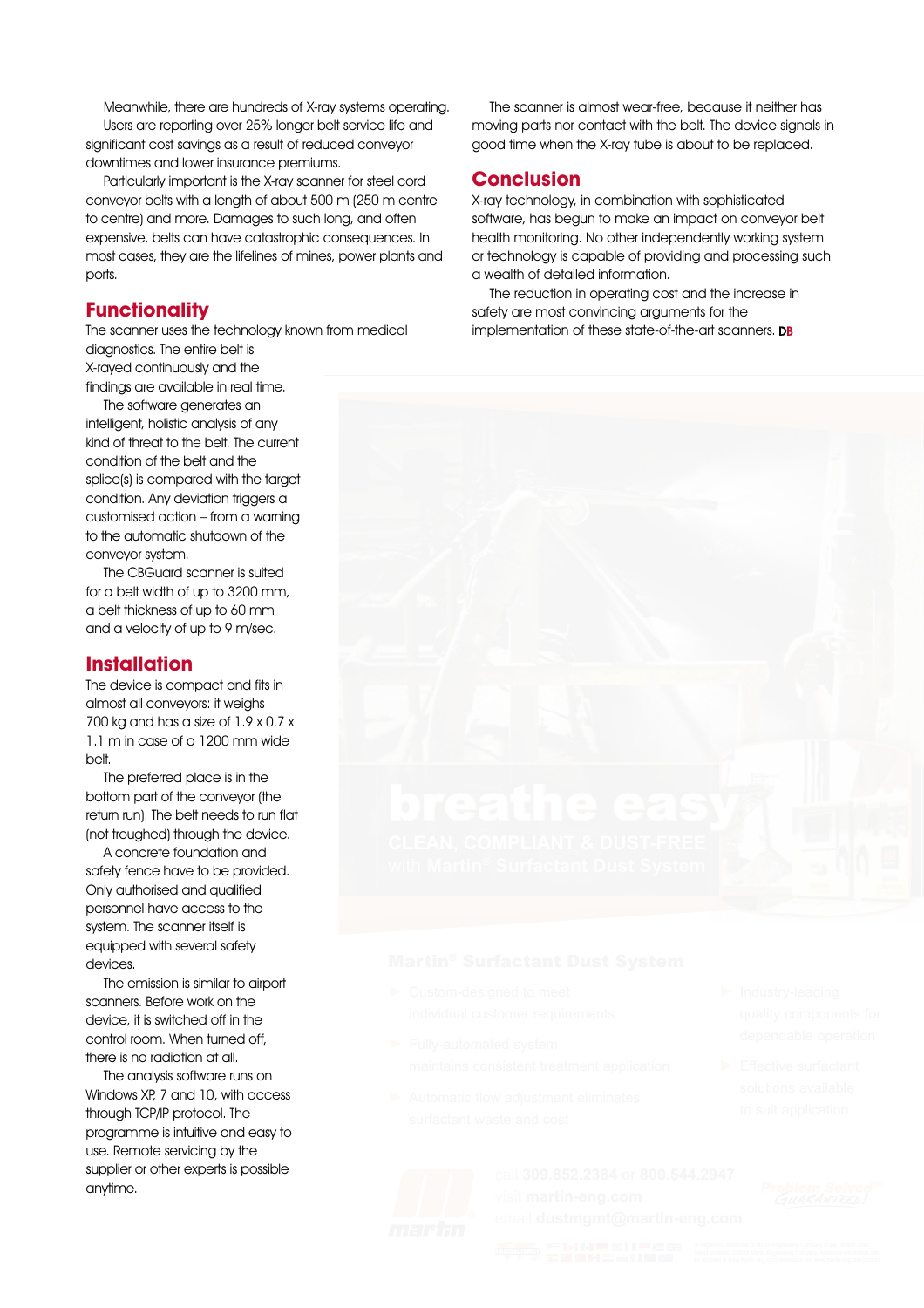Meanwhile, there are hundreds of X-ray systems operating.

Users are reporting over 25% longer belt service life and significant cost savings as a result of reduced conveyor downtimes and lower insurance premiums.

Particularly important is the X-ray scanner for steel cord conveyor belts with a length of about 500 m (250 m centre to centre) and more. Damages to such long, and often expensive, belts can have catastrophic consequences. In most cases, they are the lifelines of mines, power plants and ports.

## Functionality

The scanner uses the technology known from medical diagnostics. The entire belt is X-rayed continuously and the findings are available in real time.

The software generates an intelligent, holistic analysis of any kind of threat to the belt. The current condition of the belt and the splice(s) is compared with the target condition. Any deviation triggers a customised action – from a warning to the automatic shutdown of the conveyor system.

The CBGuard scanner is suited for a belt width of up to 3200 mm, a belt thickness of up to 60 mm and a velocity of up to 9 m/sec.

## Installation

The device is compact and fits in almost all conveyors: it weighs 700 kg and has a size of 1.9 x 0.7 x 1.1 m in case of a 1200 mm wide belt.

The preferred place is in the bottom part of the conveyor (the return run). The belt needs to run flat (not troughed) through the device.

A concrete foundation and safety fence have to be provided. Only authorised and qualified personnel have access to the system. The scanner itself is equipped with several safety devices.

The emission is similar to airport scanners. Before work on the device, it is switched off in the control room. When turned off, there is no radiation at all.

The analysis software runs on Windows XP, 7 and 10, with access through TCP/IP protocol. The programme is intuitive and easy to use. Remote servicing by the supplier or other experts is possible anytime.

The scanner is almost wear-free, because it neither has moving parts nor contact with the belt. The device signals in good time when the X-ray tube is about to be replaced.

## Conclusion

X-ray technology, in combination with sophisticated software, has begun to make an impact on conveyor belt health monitoring. No other independently working system or technology is capable of providing and processing such a wealth of detailed information.

The reduction in operating cost and the increase in safety are most convincing arguments for the implementation of these state-of-the-art scanners. DB